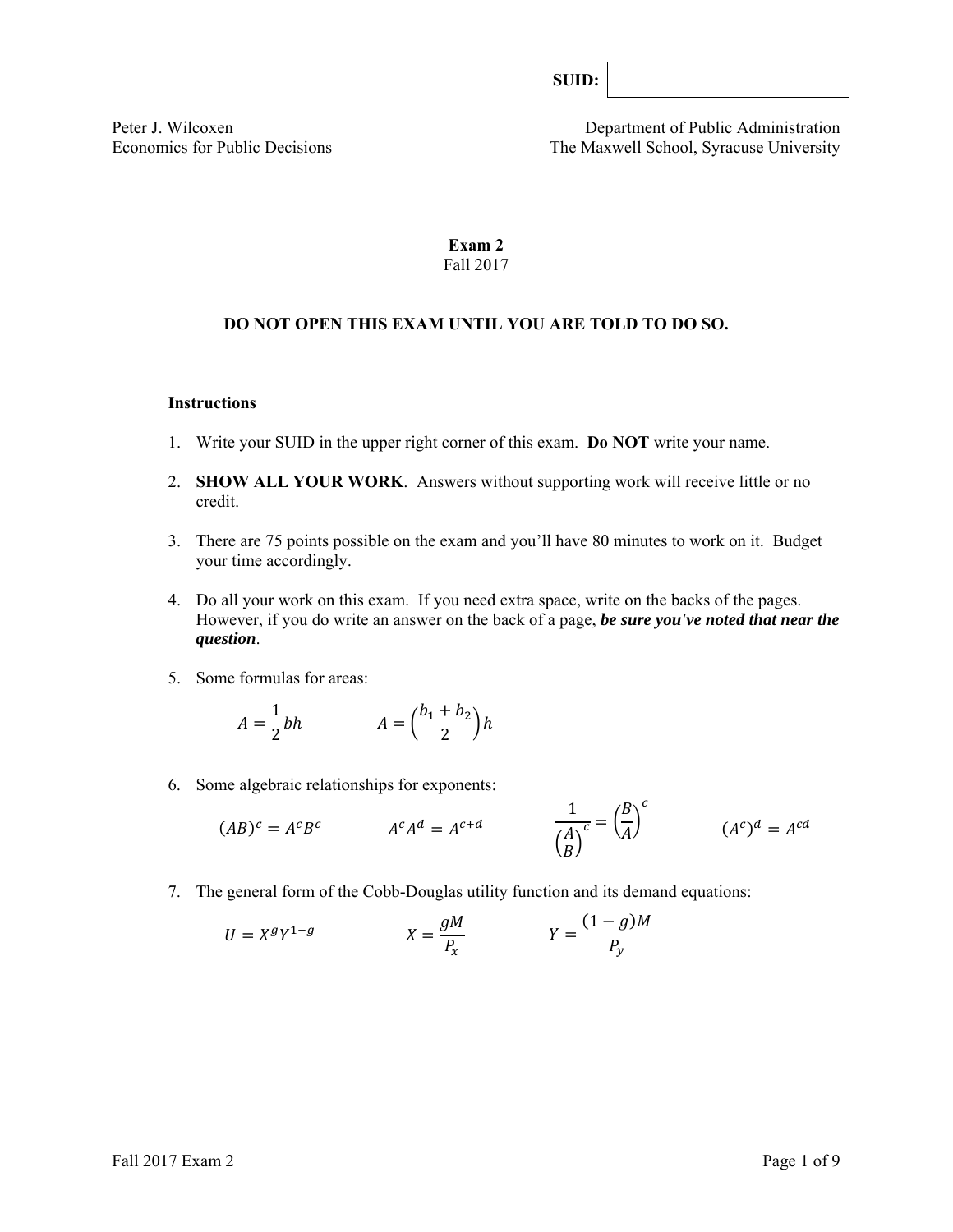**SUID:**

Peter J. Wilcoxen
Economics for Public Decisions

Department of Public Administration
The Maxwell School, Syracuse University

# Exam 2
Fall 2017

**DO NOT OPEN THIS EXAM UNTIL YOU ARE TOLD TO DO SO.**

### Instructions

1. Write your SUID in the upper right corner of this exam. **Do NOT** write your name.

2. **SHOW ALL YOUR WORK**. Answers without supporting work will receive little or no credit.

3. There are 75 points possible on the exam and you'll have 80 minutes to work on it. Budget your time accordingly.

4. Do all your work on this exam. If you need extra space, write on the backs of the pages. However, if you do write an answer on the back of a page, ***be sure you've noted that near the question***.

5. Some formulas for areas:

$$A = \frac{1}{2}bh \qquad A = \left(\frac{b_1 + b_2}{2}\right)h$$

6. Some algebraic relationships for exponents:

$$(AB)^c = A^c B^c \qquad A^c A^d = A^{c+d} \qquad \frac{1}{\left(\frac{A}{B}\right)^c} = \left(\frac{B}{A}\right)^c \qquad (A^c)^d = A^{cd}$$

7. The general form of the Cobb-Douglas utility function and its demand equations:

$$U = X^g Y^{1-g} \qquad X = \frac{gM}{P_x} \qquad Y = \frac{(1-g)M}{P_y}$$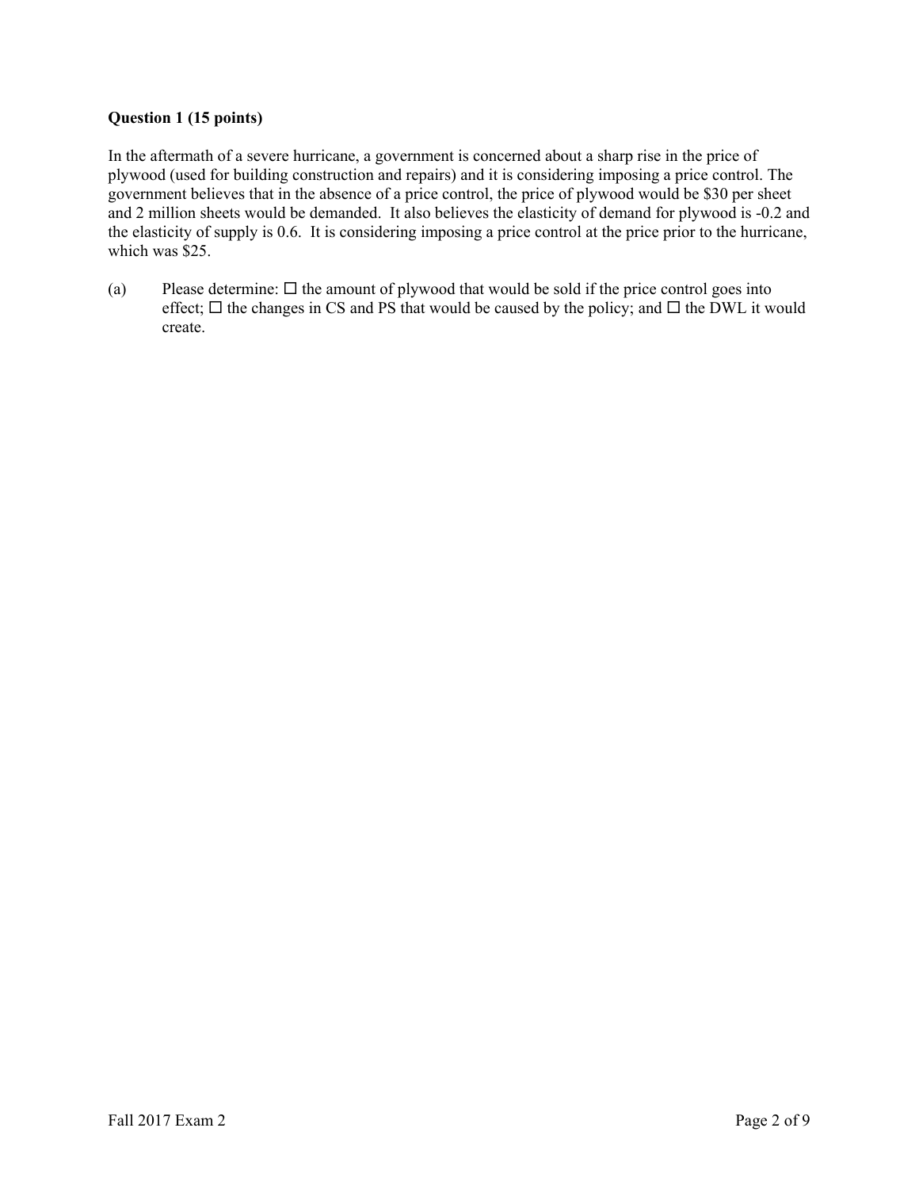**Question 1 (15 points)**

In the aftermath of a severe hurricane, a government is concerned about a sharp rise in the price of plywood (used for building construction and repairs) and it is considering imposing a price control. The government believes that in the absence of a price control, the price of plywood would be $30 per sheet and 2 million sheets would be demanded. It also believes the elasticity of demand for plywood is -0.2 and the elasticity of supply is 0.6. It is considering imposing a price control at the price prior to the hurricane, which was $25.

(a) Please determine: ☐ the amount of plywood that would be sold if the price control goes into effect; ☐ the changes in CS and PS that would be caused by the policy; and ☐ the DWL it would create.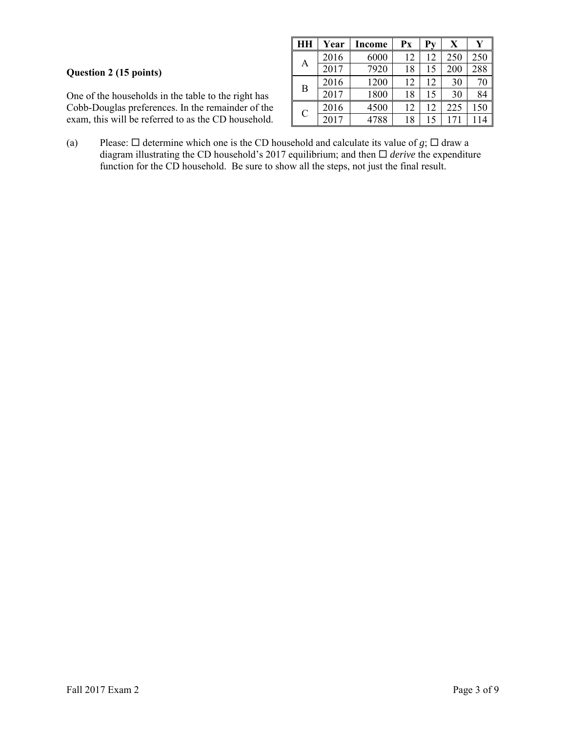### Question 2 (15 points)

One of the households in the table to the right has Cobb-Douglas preferences. In the remainder of the exam, this will be referred to as the CD household.

| HH | Year | Income | Px | Py | X | Y |
|---|---|---|---|---|---|---|
| A | 2016 | 6000 | 12 | 12 | 250 | 250 |
| | 2017 | 7920 | 18 | 15 | 200 | 288 |
| B | 2016 | 1200 | 12 | 12 | 30 | 70 |
| | 2017 | 1800 | 18 | 15 | 30 | 84 |
| C | 2016 | 4500 | 12 | 12 | 225 | 150 |
| | 2017 | 4788 | 18 | 15 | 171 | 114 |

(a) Please: ☐ determine which one is the CD household and calculate its value of $g$; ☐ draw a diagram illustrating the CD household's 2017 equilibrium; and then ☐ *derive* the expenditure function for the CD household. Be sure to show all the steps, not just the final result.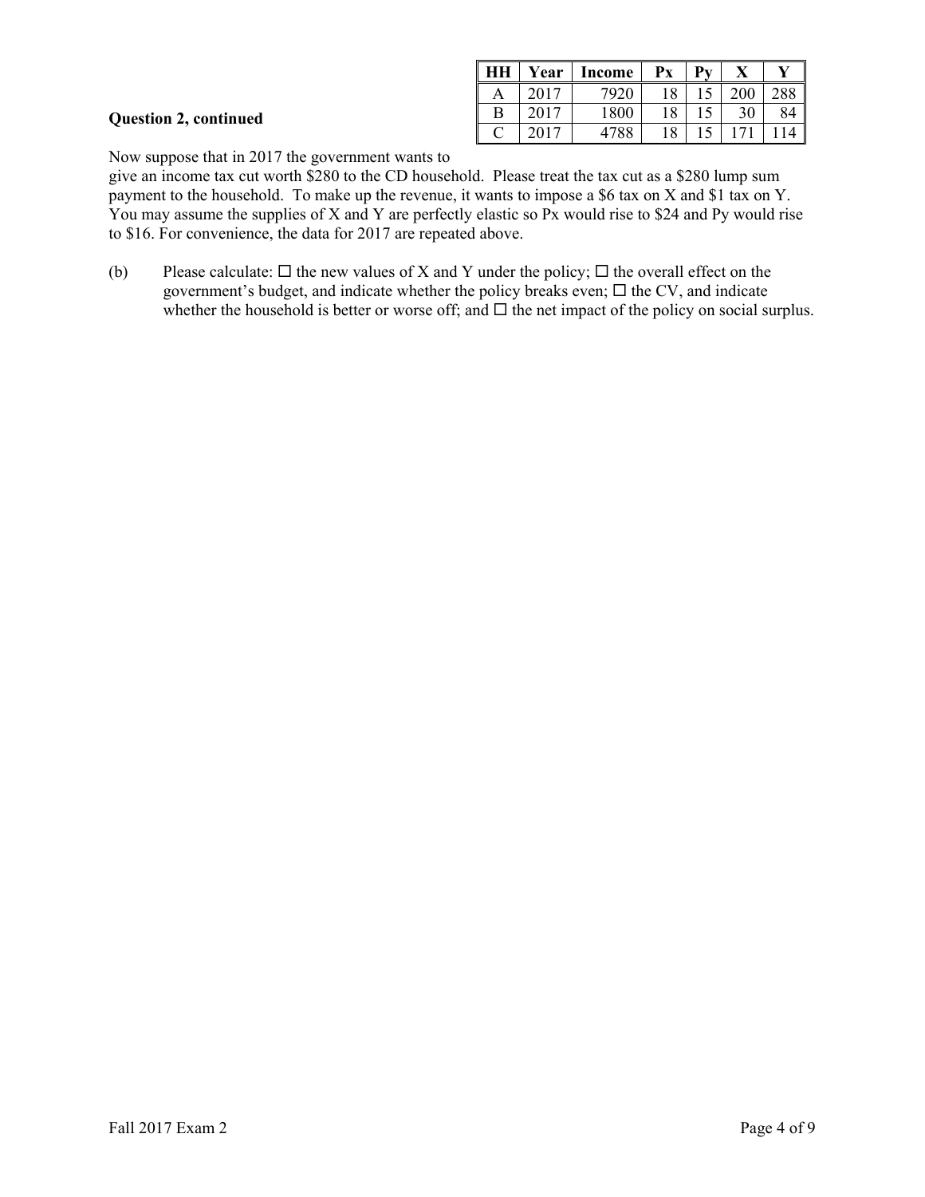**Question 2, continued**

| HH | Year | Income | Px | Py | X | Y |
|---|---|---|---|---|---|---|
| A | 2017 | 7920 | 18 | 15 | 200 | 288 |
| B | 2017 | 1800 | 18 | 15 | 30 | 84 |
| C | 2017 | 4788 | 18 | 15 | 171 | 114 |

Now suppose that in 2017 the government wants to give an income tax cut worth $280 to the CD household. Please treat the tax cut as a $280 lump sum payment to the household. To make up the revenue, it wants to impose a $6 tax on X and $1 tax on Y. You may assume the supplies of X and Y are perfectly elastic so Px would rise to $24 and Py would rise to $16. For convenience, the data for 2017 are repeated above.

(b) Please calculate: ☐ the new values of X and Y under the policy; ☐ the overall effect on the government's budget, and indicate whether the policy breaks even; ☐ the CV, and indicate whether the household is better or worse off; and ☐ the net impact of the policy on social surplus.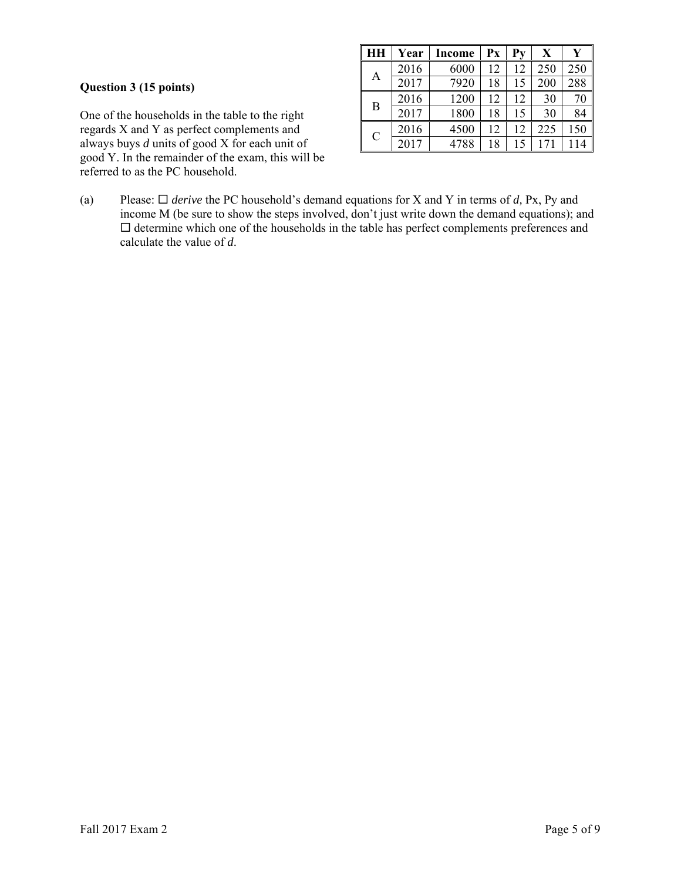**Question 3 (15 points)**

| HH | Year | Income | Px | Py | X | Y |
|---|---|---|---|---|---|---|
| A | 2016 | 6000 | 12 | 12 | 250 | 250 |
| | 2017 | 7920 | 18 | 15 | 200 | 288 |
| B | 2016 | 1200 | 12 | 12 | 30 | 70 |
| | 2017 | 1800 | 18 | 15 | 30 | 84 |
| C | 2016 | 4500 | 12 | 12 | 225 | 150 |
| | 2017 | 4788 | 18 | 15 | 171 | 114 |

One of the households in the table to the right regards X and Y as perfect complements and always buys *d* units of good X for each unit of good Y. In the remainder of the exam, this will be referred to as the PC household.

(a) Please: ☐ *derive* the PC household's demand equations for X and Y in terms of *d,* Px, Py and income M (be sure to show the steps involved, don't just write down the demand equations); and ☐ determine which one of the households in the table has perfect complements preferences and calculate the value of *d*.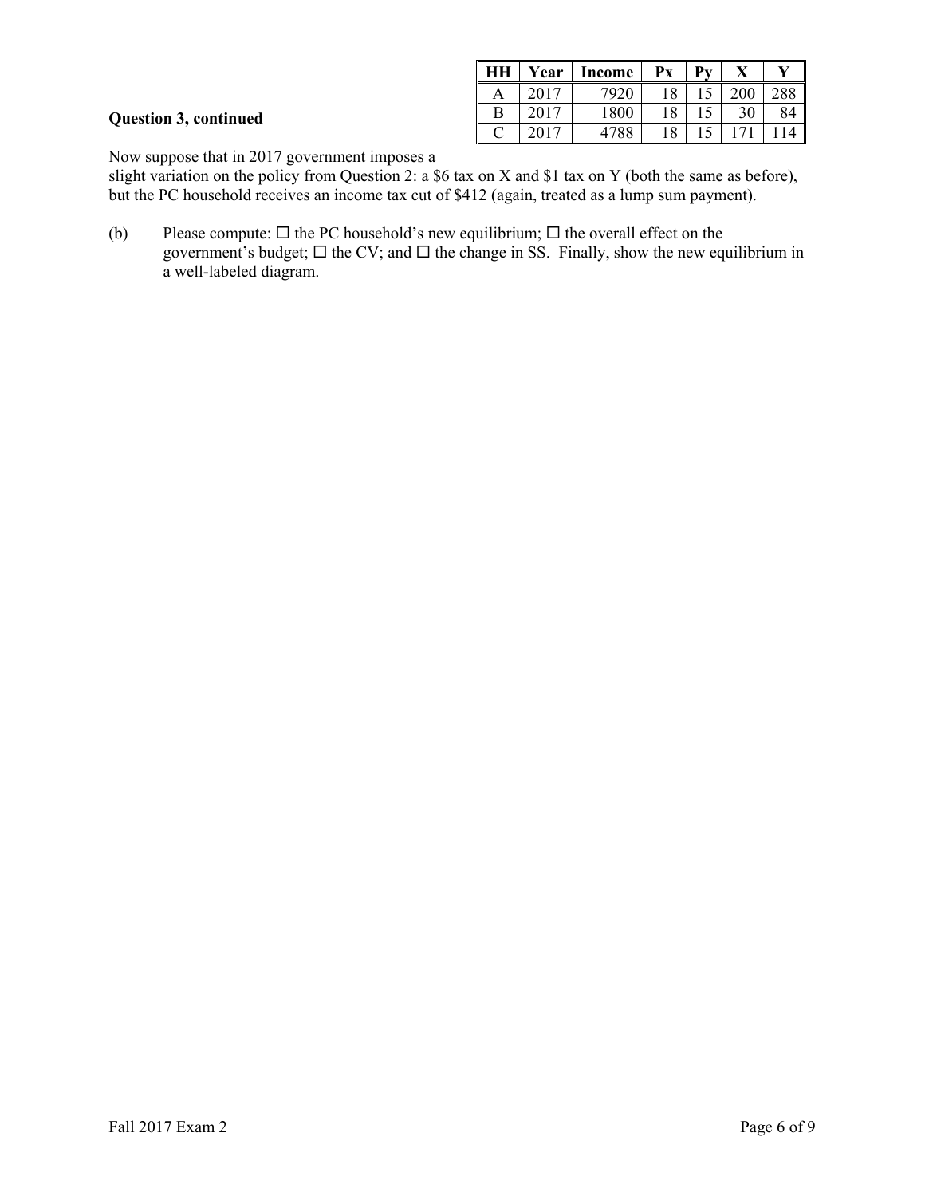**Question 3, continued**

| HH | Year | Income | Px | Py | X | Y |
|---|---|---|---|---|---|---|
| A | 2017 | 7920 | 18 | 15 | 200 | 288 |
| B | 2017 | 1800 | 18 | 15 | 30 | 84 |
| C | 2017 | 4788 | 18 | 15 | 171 | 114 |

Now suppose that in 2017 government imposes a slight variation on the policy from Question 2: a $6 tax on X and $1 tax on Y (both the same as before), but the PC household receives an income tax cut of $412 (again, treated as a lump sum payment).

(b) Please compute: ☐ the PC household's new equilibrium; ☐ the overall effect on the government's budget; ☐ the CV; and ☐ the change in SS. Finally, show the new equilibrium in a well-labeled diagram.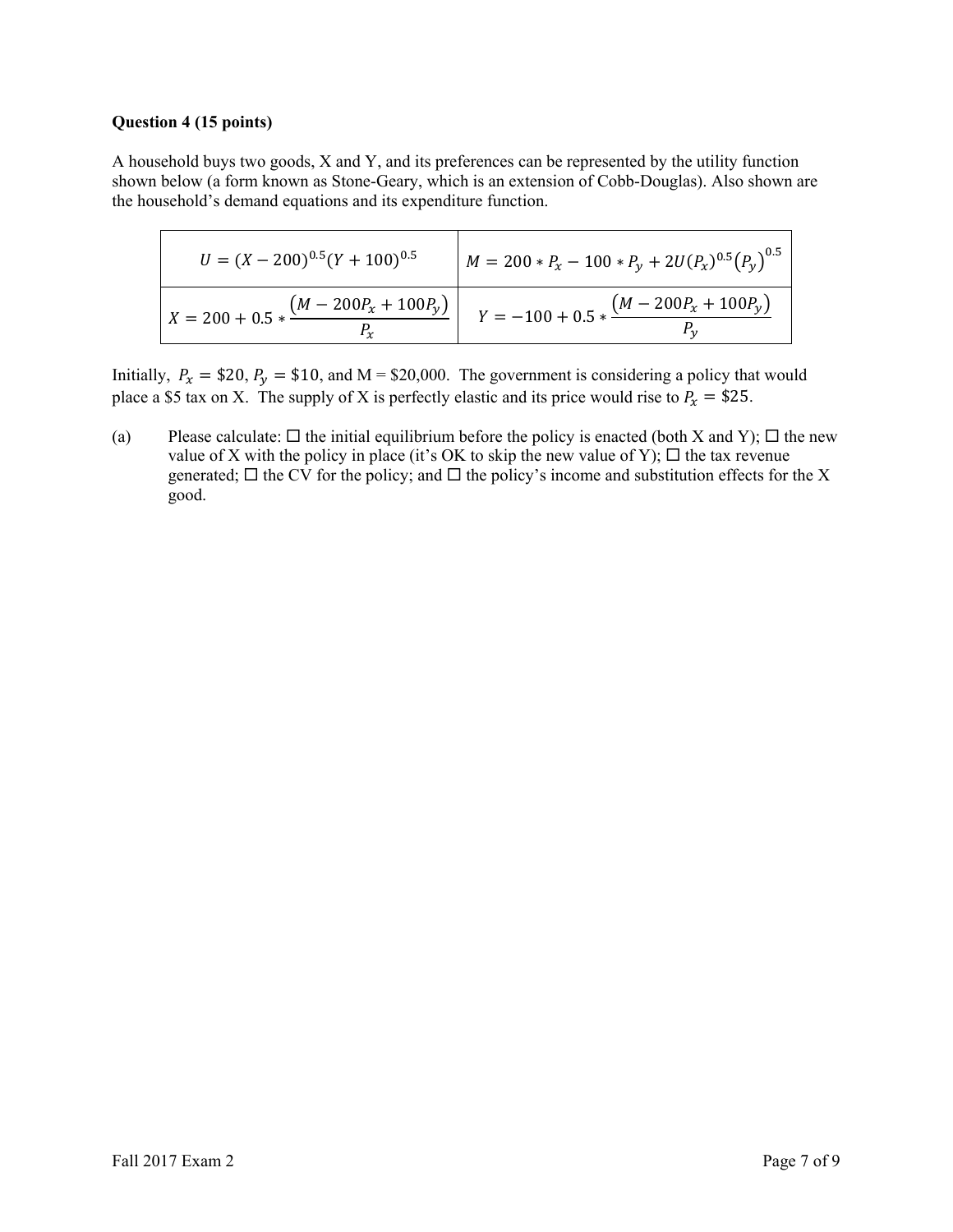**Question 4 (15 points)**

A household buys two goods, X and Y, and its preferences can be represented by the utility function shown below (a form known as Stone-Geary, which is an extension of Cobb-Douglas). Also shown are the household's demand equations and its expenditure function.

| | |
|---|---|
| $U = (X - 200)^{0.5}(Y + 100)^{0.5}$ | $M = 200 * P_x - 100 * P_y + 2U(P_x)^{0.5}(P_y)^{0.5}$ |
| $X = 200 + 0.5 * \dfrac{(M - 200P_x + 100P_y)}{P_x}$ | $Y = -100 + 0.5 * \dfrac{(M - 200P_x + 100P_y)}{P_y}$ |

Initially, $P_x = \$20$, $P_y = \$10$, and M = \$20,000. The government is considering a policy that would place a \$5 tax on X. The supply of X is perfectly elastic and its price would rise to $P_x = \$25$.

(a) Please calculate: ☐ the initial equilibrium before the policy is enacted (both X and Y); ☐ the new value of X with the policy in place (it's OK to skip the new value of Y); ☐ the tax revenue generated; ☐ the CV for the policy; and ☐ the policy's income and substitution effects for the X good.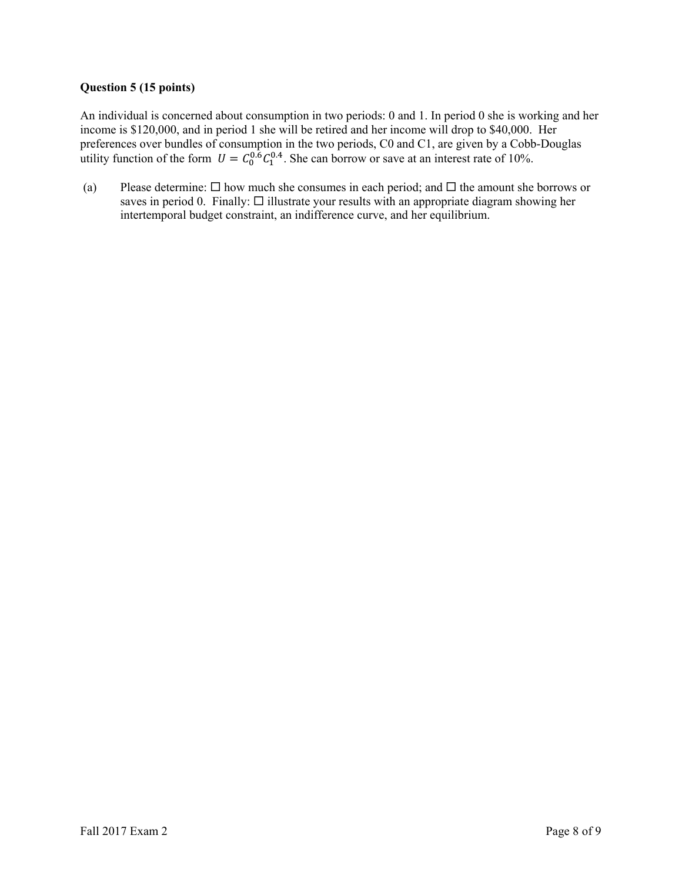**Question 5 (15 points)**

An individual is concerned about consumption in two periods: 0 and 1. In period 0 she is working and her income is \$120,000, and in period 1 she will be retired and her income will drop to \$40,000. Her preferences over bundles of consumption in the two periods, C0 and C1, are given by a Cobb-Douglas utility function of the form $U = C_0^{0.6} C_1^{0.4}$. She can borrow or save at an interest rate of 10%.

(a) Please determine: ☐ how much she consumes in each period; and ☐ the amount she borrows or saves in period 0. Finally: ☐ illustrate your results with an appropriate diagram showing her intertemporal budget constraint, an indifference curve, and her equilibrium.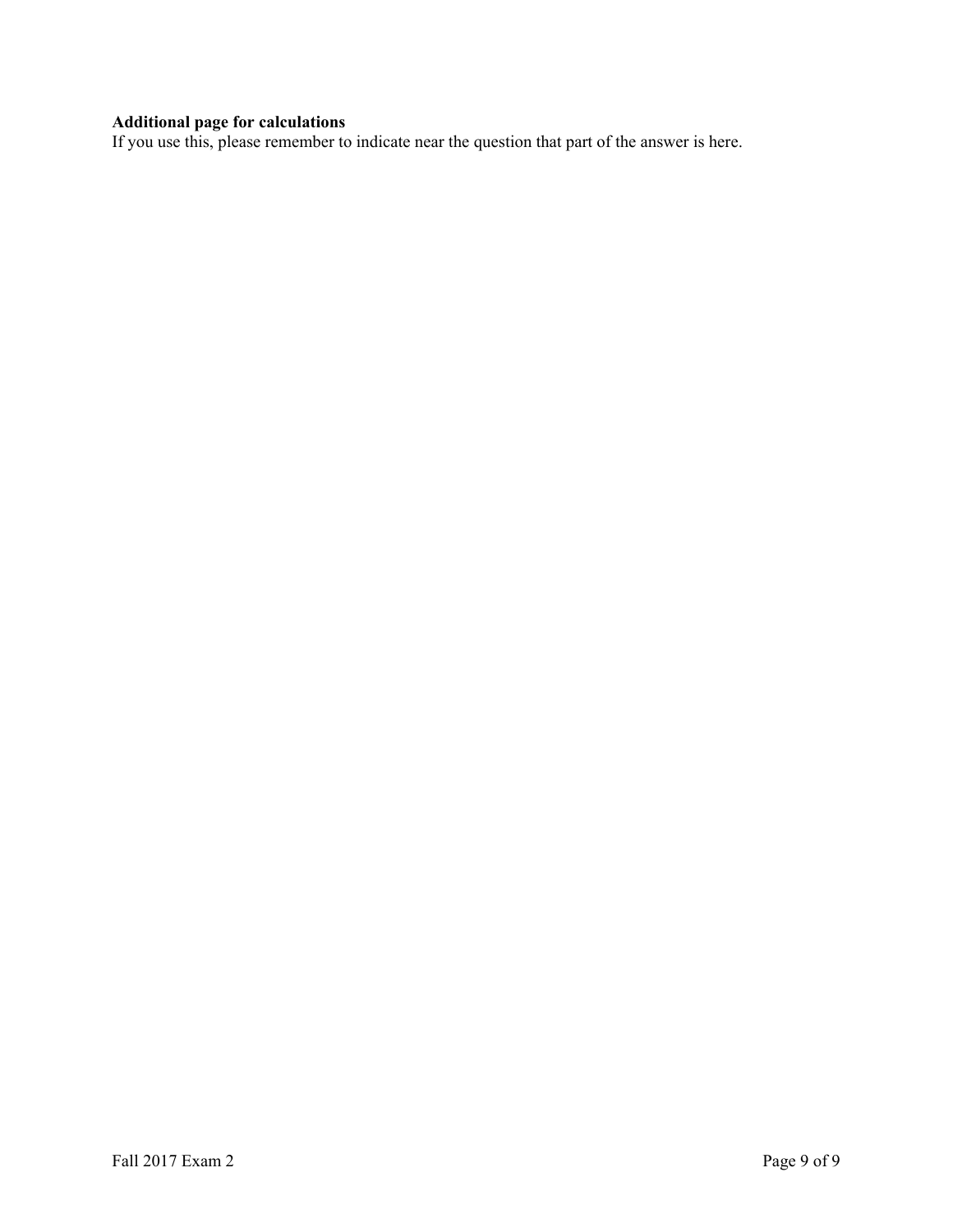**Additional page for calculations**

If you use this, please remember to indicate near the question that part of the answer is here.